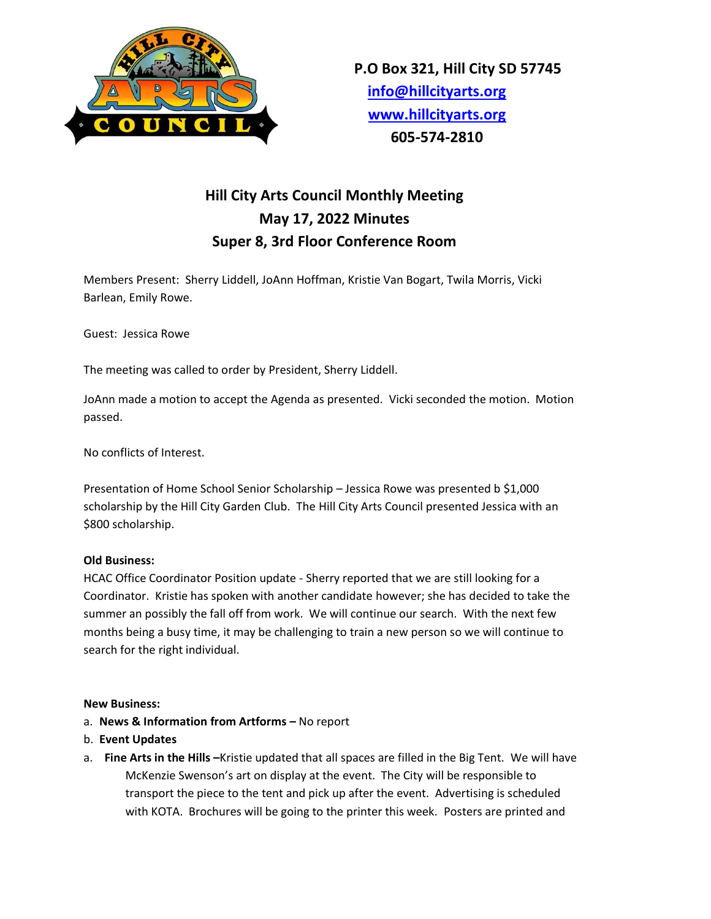P.O Box 321, Hill City SD 57745
info@hillcityarts.org
www.hillcityarts.org
605-574-2810

# Hill City Arts Council Monthly Meeting
## May 17, 2022 Minutes
## Super 8, 3rd Floor Conference Room

Members Present: Sherry Liddell, JoAnn Hoffman, Kristie Van Bogart, Twila Morris, Vicki Barlean, Emily Rowe.

Guest: Jessica Rowe

The meeting was called to order by President, Sherry Liddell.

JoAnn made a motion to accept the Agenda as presented. Vicki seconded the motion. Motion passed.

No conflicts of Interest.

Presentation of Home School Senior Scholarship – Jessica Rowe was presented b $1,000 scholarship by the Hill City Garden Club. The Hill City Arts Council presented Jessica with an $800 scholarship.

**Old Business:**
HCAC Office Coordinator Position update - Sherry reported that we are still looking for a Coordinator. Kristie has spoken with another candidate however; she has decided to take the summer an possibly the fall off from work. We will continue our search. With the next few months being a busy time, it may be challenging to train a new person so we will continue to search for the right individual.

**New Business:**

a. **News & Information from Artforms –** No report
b. **Event Updates**

a. **Fine Arts in the Hills –**Kristie updated that all spaces are filled in the Big Tent. We will have McKenzie Swenson's art on display at the event. The City will be responsible to transport the piece to the tent and pick up after the event. Advertising is scheduled with KOTA. Brochures will be going to the printer this week. Posters are printed and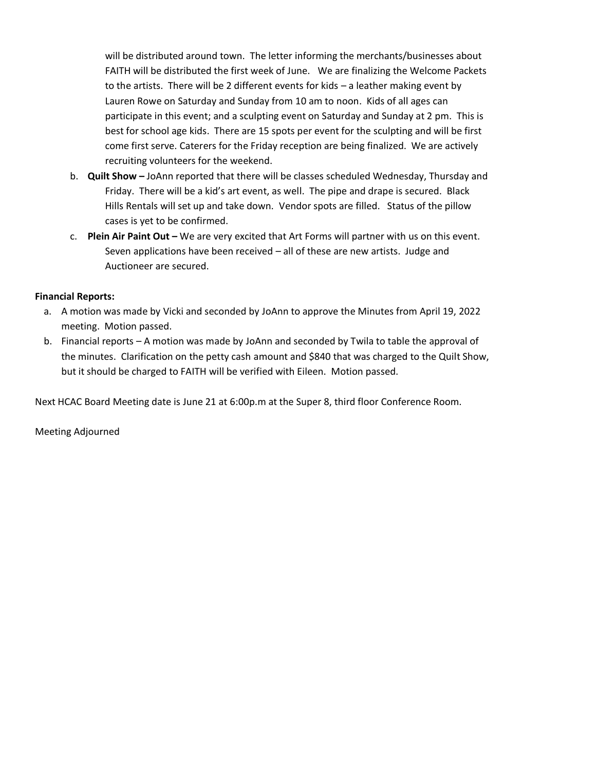will be distributed around town. The letter informing the merchants/businesses about FAITH will be distributed the first week of June. We are finalizing the Welcome Packets to the artists. There will be 2 different events for kids – a leather making event by Lauren Rowe on Saturday and Sunday from 10 am to noon. Kids of all ages can participate in this event; and a sculpting event on Saturday and Sunday at 2 pm. This is best for school age kids. There are 15 spots per event for the sculpting and will be first come first serve. Caterers for the Friday reception are being finalized. We are actively recruiting volunteers for the weekend.

b. **Quilt Show –** JoAnn reported that there will be classes scheduled Wednesday, Thursday and Friday. There will be a kid's art event, as well. The pipe and drape is secured. Black Hills Rentals will set up and take down. Vendor spots are filled. Status of the pillow cases is yet to be confirmed.

c. **Plein Air Paint Out –** We are very excited that Art Forms will partner with us on this event. Seven applications have been received – all of these are new artists. Judge and Auctioneer are secured.

**Financial Reports:**

a. A motion was made by Vicki and seconded by JoAnn to approve the Minutes from April 19, 2022 meeting. Motion passed.

b. Financial reports – A motion was made by JoAnn and seconded by Twila to table the approval of the minutes. Clarification on the petty cash amount and $840 that was charged to the Quilt Show, but it should be charged to FAITH will be verified with Eileen. Motion passed.

Next HCAC Board Meeting date is June 21 at 6:00p.m at the Super 8, third floor Conference Room.

Meeting Adjourned